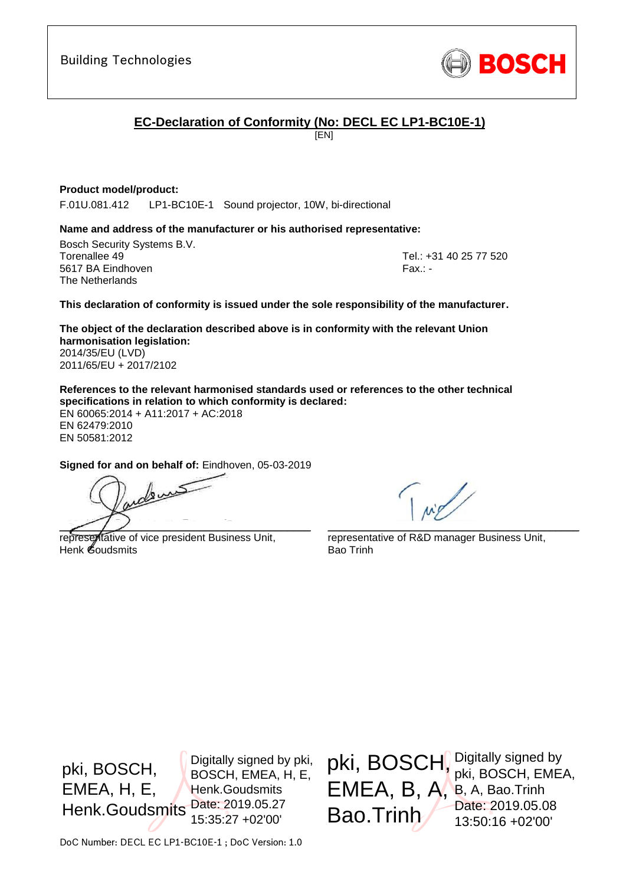Building Technologies

BOSCH

## EC-Declaration of Conformity (No: DECL EC LP1-BC10E-1)

[EN]

**Product model/product:**

F.01U.081.412 LP1-BC10E-1 Sound projector, 10W, bi-directional

**Name and address of the manufacturer or his authorised representative:**

Bosch Security Systems B.V.
Torenallee 49
5617 BA Eindhoven
The Netherlands

Tel.: +31 40 25 77 520
Fax.: -

**This declaration of conformity is issued under the sole responsibility of the manufacturer.**

**The object of the declaration described above is in conformity with the relevant Union harmonisation legislation:**

2014/35/EU (LVD)
2011/65/EU + 2017/2102

**References to the relevant harmonised standards used or references to the other technical specifications in relation to which conformity is declared:**

EN 60065:2014 + A11:2017 + AC:2018
EN 62479:2010
EN 50581:2012

**Signed for and on behalf of:** Eindhoven, 05-03-2019

representative of vice president Business Unit,
Henk Goudsmits

representative of R&D manager Business Unit,
Bao Trinh

pki, BOSCH, EMEA, H, E, Henk.Goudsmits

Digitally signed by pki, BOSCH, EMEA, H, E, Henk.Goudsmits
Date: 2019.05.27 15:35:27 +02'00'

pki, BOSCH, EMEA, B, A, Bao.Trinh

Digitally signed by pki, BOSCH, EMEA, B, A, Bao.Trinh
Date: 2019.05.08 13:50:16 +02'00'

DoC Number: DECL EC LP1-BC10E-1 ; DoC Version: 1.0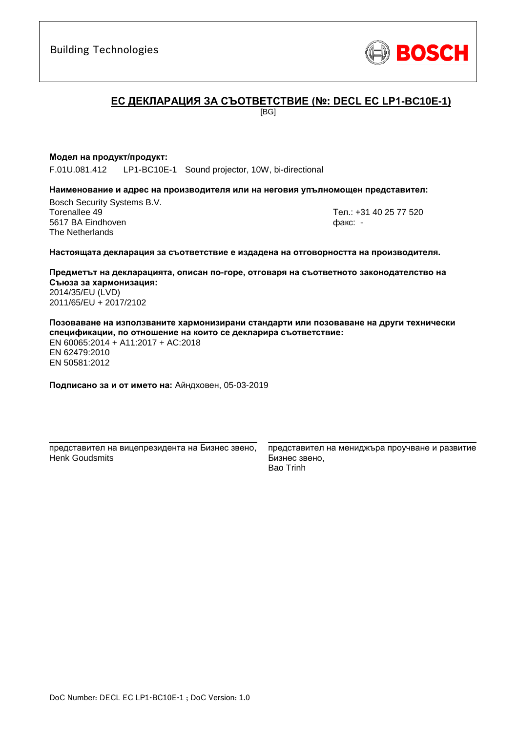Building Technologies

BOSCH

## ЕС ДЕКЛАРАЦИЯ ЗА СЪОТВЕТСТВИЕ (№: DECL EC LP1-BC10E-1)

[BG]

**Модел на продукт/продукт:**

F.01U.081.412 LP1-BC10E-1 Sound projector, 10W, bi-directional

**Наименование и адрес на производителя или на неговия упълномощен представител:**

Bosch Security Systems B.V.
Torenallee 49
5617 BA Eindhoven
The Netherlands

Тел.: +31 40 25 77 520
факс: -

**Настоящата декларация за съответствие е издадена на отговорността на производителя.**

**Предметът на декларацията, описан по-горе, отговаря на съответното законодателство на Съюза за хармонизация:**

2014/35/EU (LVD)
2011/65/EU + 2017/2102

**Позоваване на използваните хармонизирани стандарти или позоваване на други технически спецификации, по отношение на които се декларира съответствие:**

EN 60065:2014 + A11:2017 + AC:2018
EN 62479:2010
EN 50581:2012

**Подписано за и от името на:** Айндховен, 05-03-2019

представител на вицепрезидента на Бизнес звено,
Henk Goudsmits

представител на мениджъра проучване и развитие Бизнес звено,
Bao Trinh

DoC Number: DECL EC LP1-BC10E-1 ; DoC Version: 1.0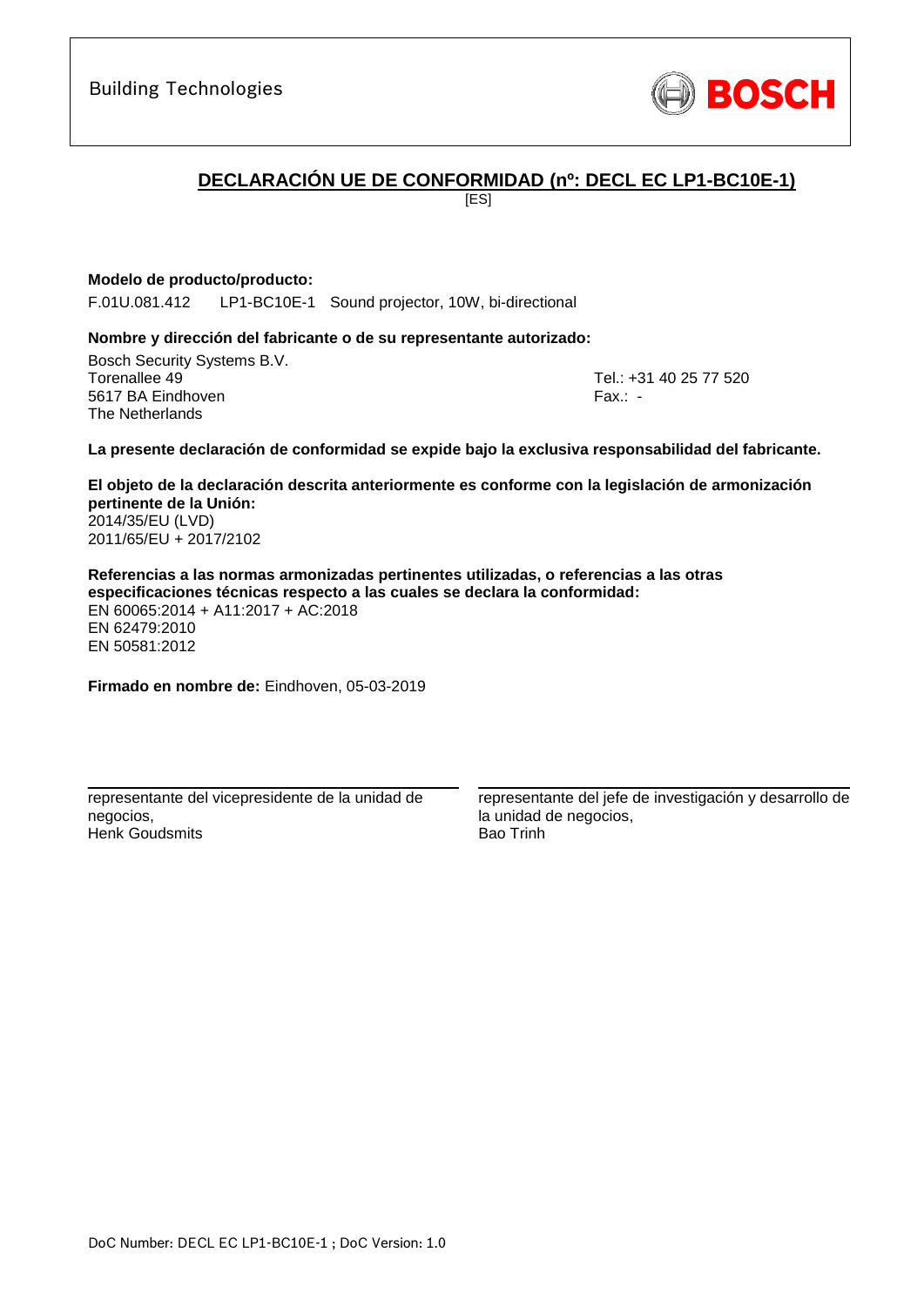Building Technologies

BOSCH

# DECLARACIÓN UE DE CONFORMIDAD (nº: DECL EC LP1-BC10E-1)

[ES]

**Modelo de producto/producto:**

F.01U.081.412 LP1-BC10E-1 Sound projector, 10W, bi-directional

**Nombre y dirección del fabricante o de su representante autorizado:**

Bosch Security Systems B.V.
Torenallee 49
5617 BA Eindhoven
The Netherlands

Tel.: +31 40 25 77 520
Fax.: -

**La presente declaración de conformidad se expide bajo la exclusiva responsabilidad del fabricante.**

**El objeto de la declaración descrita anteriormente es conforme con la legislación de armonización pertinente de la Unión:**

2014/35/EU (LVD)
2011/65/EU + 2017/2102

**Referencias a las normas armonizadas pertinentes utilizadas, o referencias a las otras especificaciones técnicas respecto a las cuales se declara la conformidad:**

EN 60065:2014 + A11:2017 + AC:2018
EN 62479:2010
EN 50581:2012

**Firmado en nombre de:** Eindhoven, 05-03-2019

representante del vicepresidente de la unidad de negocios,
Henk Goudsmits

representante del jefe de investigación y desarrollo de la unidad de negocios,
Bao Trinh

DoC Number: DECL EC LP1-BC10E-1 ; DoC Version: 1.0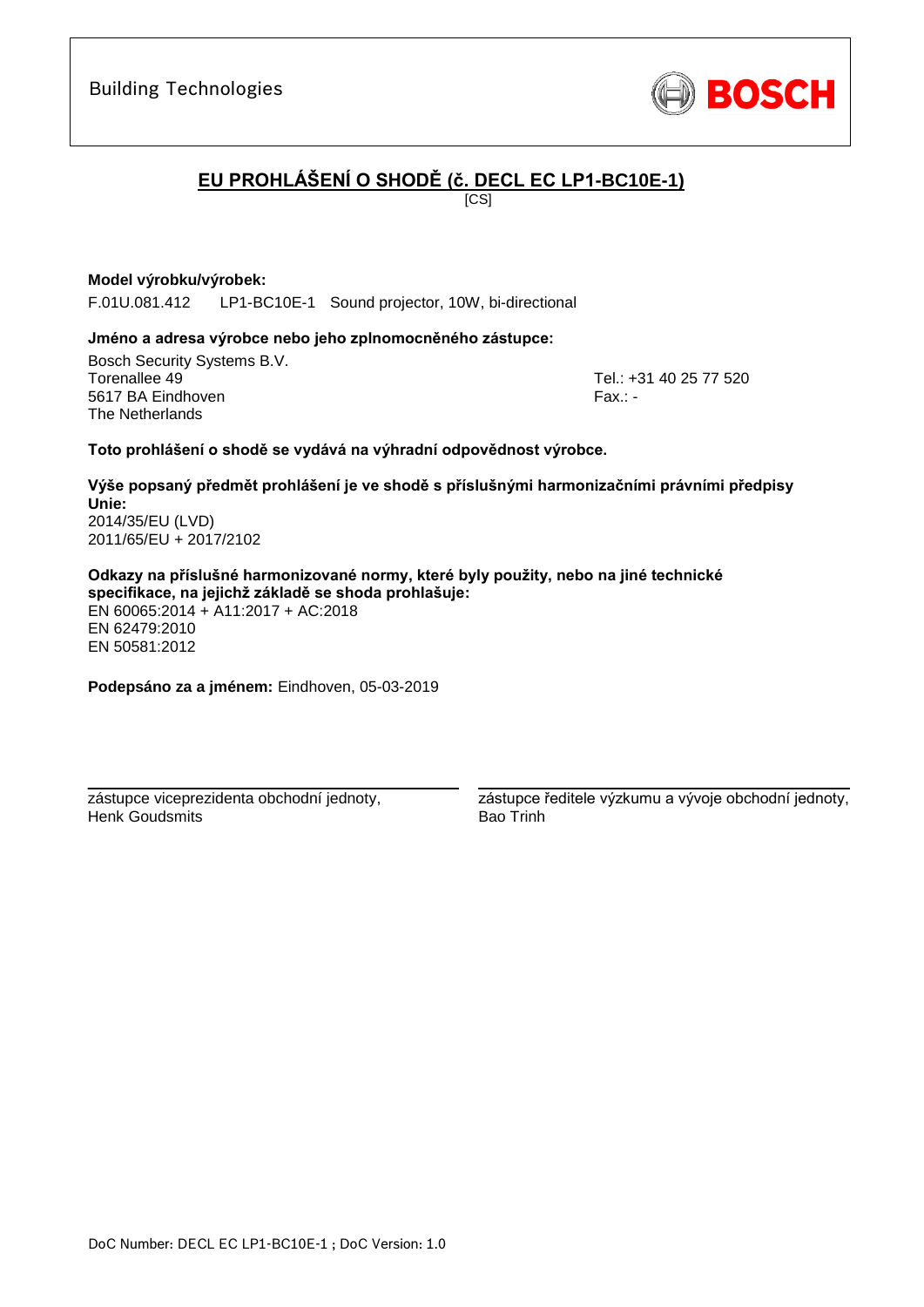Building Technologies

BOSCH

# EU PROHLÁŠENÍ O SHODĚ (č. DECL EC LP1-BC10E-1)

[CS]

**Model výrobku/výrobek:**

F.01U.081.412 LP1-BC10E-1 Sound projector, 10W, bi-directional

**Jméno a adresa výrobce nebo jeho zplnomocněného zástupce:**

Bosch Security Systems B.V.
Torenallee 49
5617 BA Eindhoven
The Netherlands

Tel.: +31 40 25 77 520
Fax.: -

**Toto prohlášení o shodě se vydává na výhradní odpovědnost výrobce.**

**Výše popsaný předmět prohlášení je ve shodě s příslušnými harmonizačními právními předpisy Unie:**

2014/35/EU (LVD)
2011/65/EU + 2017/2102

**Odkazy na příslušné harmonizované normy, které byly použity, nebo na jiné technické specifikace, na jejichž základě se shoda prohlašuje:**

EN 60065:2014 + A11:2017 + AC:2018
EN 62479:2010
EN 50581:2012

**Podepsáno za a jménem:** Eindhoven, 05-03-2019

zástupce viceprezidenta obchodní jednoty,
Henk Goudsmits

zástupce ředitele výzkumu a vývoje obchodní jednoty,
Bao Trinh

DoC Number: DECL EC LP1-BC10E-1 ; DoC Version: 1.0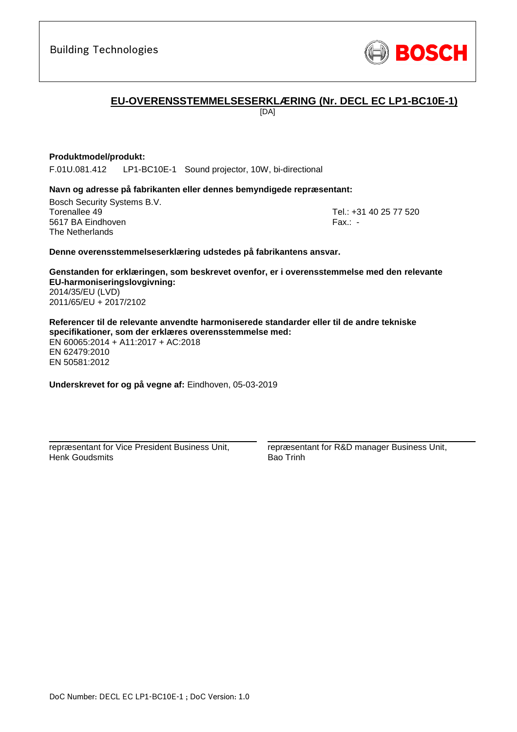Building Technologies

BOSCH

## EU-OVERENSSTEMMELSESERKLÆRING (Nr. DECL EC LP1-BC10E-1)

[DA]

**Produktmodel/produkt:**

F.01U.081.412  LP1-BC10E-1  Sound projector, 10W, bi-directional

**Navn og adresse på fabrikanten eller dennes bemyndigede repræsentant:**

Bosch Security Systems B.V.
Torenallee 49
5617 BA Eindhoven
The Netherlands

Tel.: +31 40 25 77 520
Fax.: -

**Denne overensstemmelseserklæring udstedes på fabrikantens ansvar.**

**Genstanden for erklæringen, som beskrevet ovenfor, er i overensstemmelse med den relevante EU-harmoniseringslovgivning:**

2014/35/EU (LVD)
2011/65/EU + 2017/2102

**Referencer til de relevante anvendte harmoniserede standarder eller til de andre tekniske specifikationer, som der erklæres overensstemmelse med:**

EN 60065:2014 + A11:2017 + AC:2018
EN 62479:2010
EN 50581:2012

**Underskrevet for og på vegne af:** Eindhoven, 05-03-2019

repræsentant for Vice President Business Unit,
Henk Goudsmits

repræsentant for R&D manager Business Unit,
Bao Trinh

DoC Number: DECL EC LP1-BC10E-1 ; DoC Version: 1.0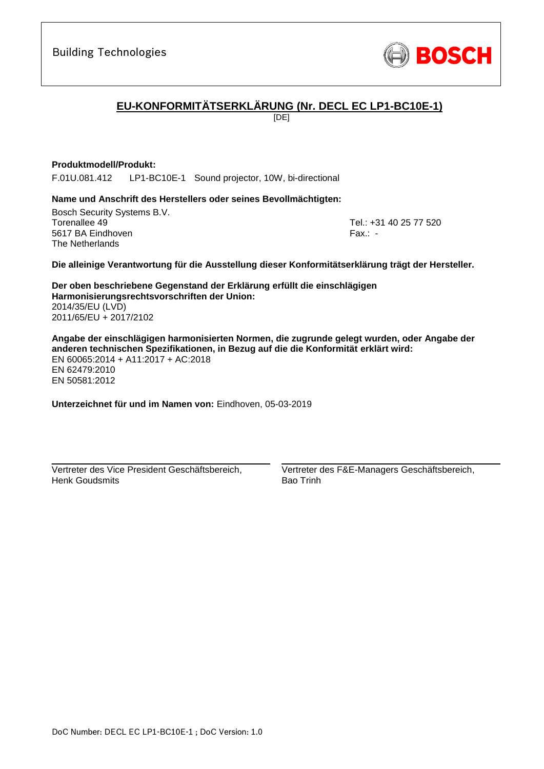Building Technologies

BOSCH

# EU-KONFORMITÄTSERKLÄRUNG (Nr. DECL EC LP1-BC10E-1)

[DE]

**Produktmodell/Produkt:**

F.01U.081.412 LP1-BC10E-1 Sound projector, 10W, bi-directional

**Name und Anschrift des Herstellers oder seines Bevollmächtigten:**

Bosch Security Systems B.V.
Torenallee 49
5617 BA Eindhoven
The Netherlands

Tel.: +31 40 25 77 520
Fax.: -

**Die alleinige Verantwortung für die Ausstellung dieser Konformitätserklärung trägt der Hersteller.**

**Der oben beschriebene Gegenstand der Erklärung erfüllt die einschlägigen Harmonisierungsrechtsvorschriften der Union:**
2014/35/EU (LVD)
2011/65/EU + 2017/2102

**Angabe der einschlägigen harmonisierten Normen, die zugrunde gelegt wurden, oder Angabe der anderen technischen Spezifikationen, in Bezug auf die die Konformität erklärt wird:**
EN 60065:2014 + A11:2017 + AC:2018
EN 62479:2010
EN 50581:2012

**Unterzeichnet für und im Namen von:** Eindhoven, 05-03-2019

Vertreter des Vice President Geschäftsbereich,
Henk Goudsmits

Vertreter des F&E-Managers Geschäftsbereich,
Bao Trinh

DoC Number: DECL EC LP1-BC10E-1 ; DoC Version: 1.0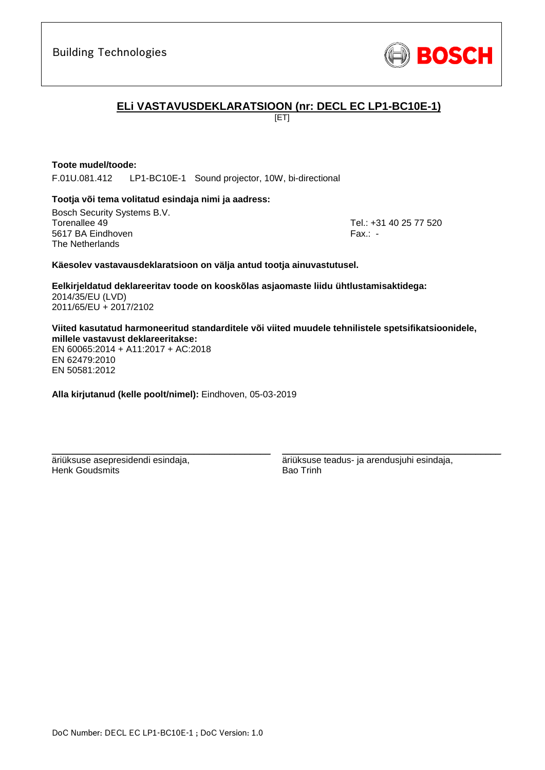Building Technologies

BOSCH

## ELi VASTAVUSDEKLARATSIOON (nr: DECL EC LP1-BC10E-1)

[ET]

**Toote mudel/toode:**

F.01U.081.412 LP1-BC10E-1 Sound projector, 10W, bi-directional

**Tootja või tema volitatud esindaja nimi ja aadress:**

Bosch Security Systems B.V.
Torenallee 49
5617 BA Eindhoven
The Netherlands

Tel.: +31 40 25 77 520
Fax.: -

**Käesolev vastavausdeklaratsioon on välja antud tootja ainuvastutusel.**

**Eelkirjeldatud deklareeritav toode on kooskõlas asjaomaste liidu ühtlustamisaktidega:**

2014/35/EU (LVD)
2011/65/EU + 2017/2102

**Viited kasutatud harmoneeritud standarditele või viited muudele tehnilistele spetsifikatsioonidele, millele vastavust deklareeritakse:**

EN 60065:2014 + A11:2017 + AC:2018
EN 62479:2010
EN 50581:2012

**Alla kirjutanud (kelle poolt/nimel):** Eindhoven, 05-03-2019

äriüksuse asepresidendi esindaja,
Henk Goudsmits

äriüksuse teadus- ja arendusjuhi esindaja,
Bao Trinh

DoC Number: DECL EC LP1-BC10E-1 ; DoC Version: 1.0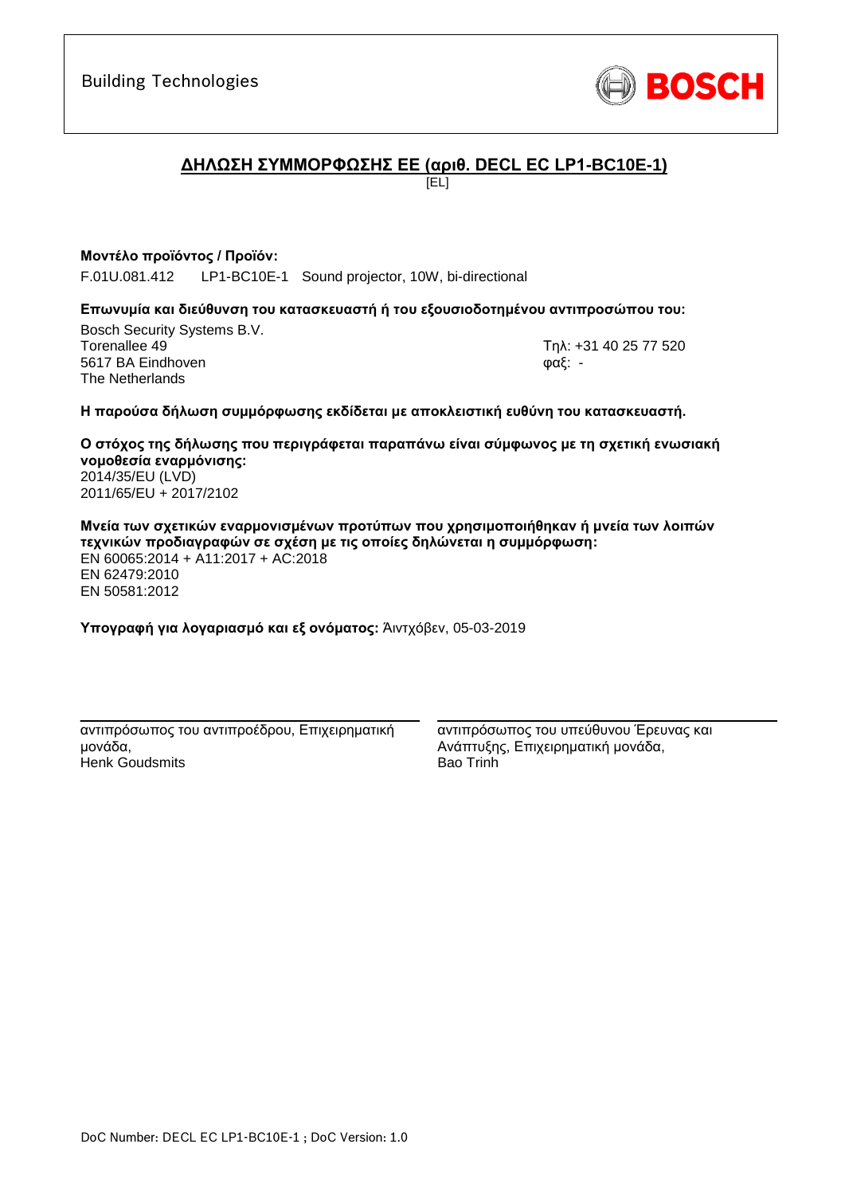Building Technologies

BOSCH

## ΔΗΛΩΣΗ ΣΥΜΜΟΡΦΩΣΗΣ ΕΕ (αριθ. DECL EC LP1-BC10E-1)

[EL]

**Μοντέλο προϊόντος / Προϊόν:**

F.01U.081.412 LP1-BC10E-1 Sound projector, 10W, bi-directional

**Επωνυμία και διεύθυνση του κατασκευαστή ή του εξουσιοδοτημένου αντιπροσώπου του:**

Bosch Security Systems B.V.
Torenallee 49
5617 BA Eindhoven
The Netherlands

Τηλ: +31 40 25 77 520
φαξ: -

**Η παρούσα δήλωση συμμόρφωσης εκδίδεται με αποκλειστική ευθύνη του κατασκευαστή.**

**Ο στόχος της δήλωσης που περιγράφεται παραπάνω είναι σύμφωνος με τη σχετική ενωσιακή νομοθεσία εναρμόνισης:**
2014/35/EU (LVD)
2011/65/EU + 2017/2102

**Μνεία των σχετικών εναρμονισμένων προτύπων που χρησιμοποιήθηκαν ή μνεία των λοιπών τεχνικών προδιαγραφών σε σχέση με τις οποίες δηλώνεται η συμμόρφωση:**
EN 60065:2014 + A11:2017 + AC:2018
EN 62479:2010
EN 50581:2012

**Υπογραφή για λογαριασμό και εξ ονόματος:** Άιντχόβεν, 05-03-2019

αντιπρόσωπος του αντιπροέδρου, Επιχειρηματική μονάδα,
Henk Goudsmits

αντιπρόσωπος του υπεύθυνου Έρευνας και Ανάπτυξης, Επιχειρηματική μονάδα,
Bao Trinh

DoC Number: DECL EC LP1-BC10E-1 ; DoC Version: 1.0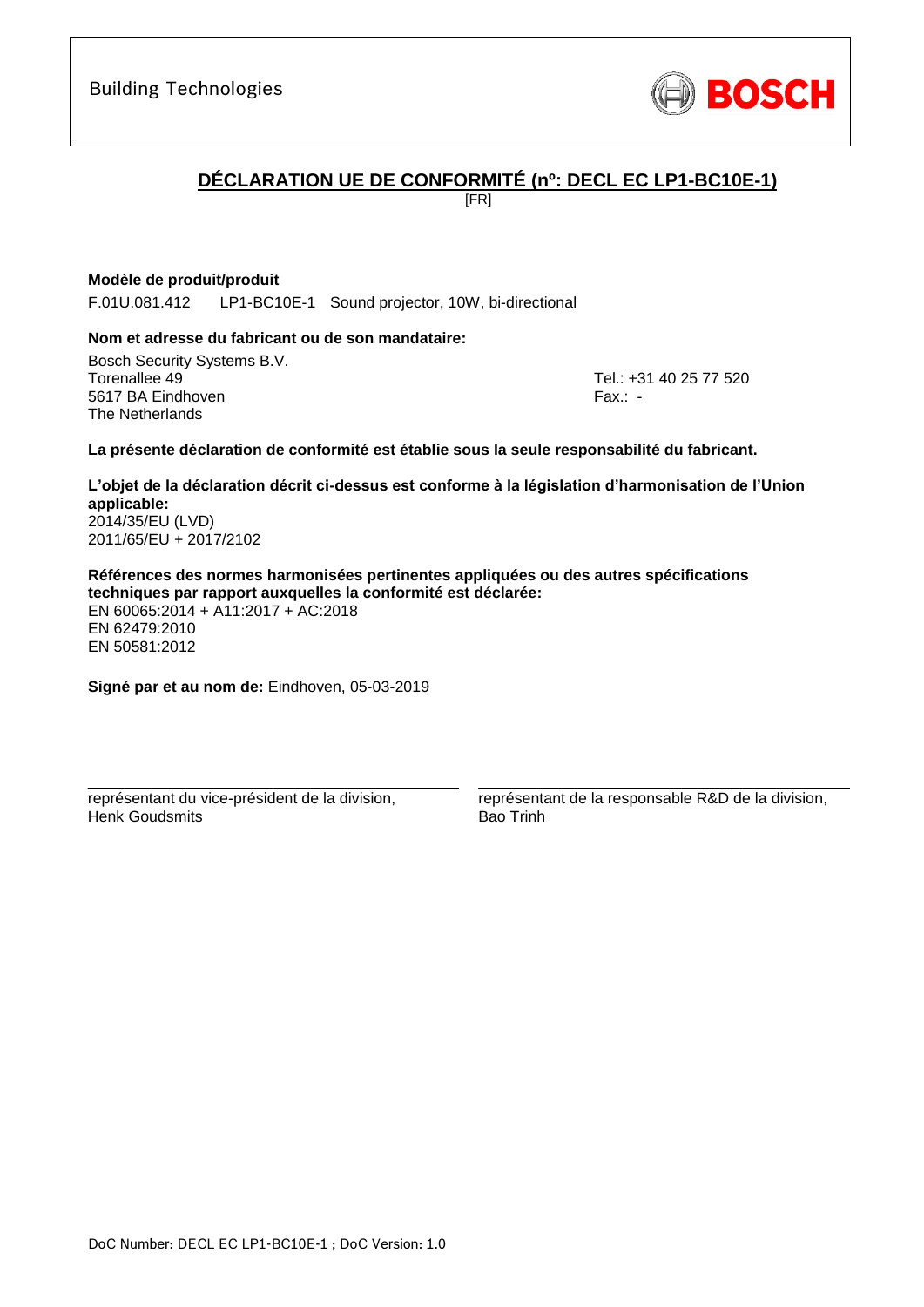Building Technologies

BOSCH

## DÉCLARATION UE DE CONFORMITÉ (nº: DECL EC LP1-BC10E-1)

[FR]

**Modèle de produit/produit**

F.01U.081.412 LP1-BC10E-1 Sound projector, 10W, bi-directional

**Nom et adresse du fabricant ou de son mandataire:**

Bosch Security Systems B.V.
Torenallee 49
5617 BA Eindhoven
The Netherlands

Tel.: +31 40 25 77 520
Fax.: -

**La présente déclaration de conformité est établie sous la seule responsabilité du fabricant.**

**L'objet de la déclaration décrit ci-dessus est conforme à la législation d'harmonisation de l'Union applicable:**
2014/35/EU (LVD)
2011/65/EU + 2017/2102

**Références des normes harmonisées pertinentes appliquées ou des autres spécifications techniques par rapport auxquelles la conformité est déclarée:**
EN 60065:2014 + A11:2017 + AC:2018
EN 62479:2010
EN 50581:2012

**Signé par et au nom de:** Eindhoven, 05-03-2019

représentant du vice-président de la division,
Henk Goudsmits

représentant de la responsable R&D de la division,
Bao Trinh

DoC Number: DECL EC LP1-BC10E-1 ; DoC Version: 1.0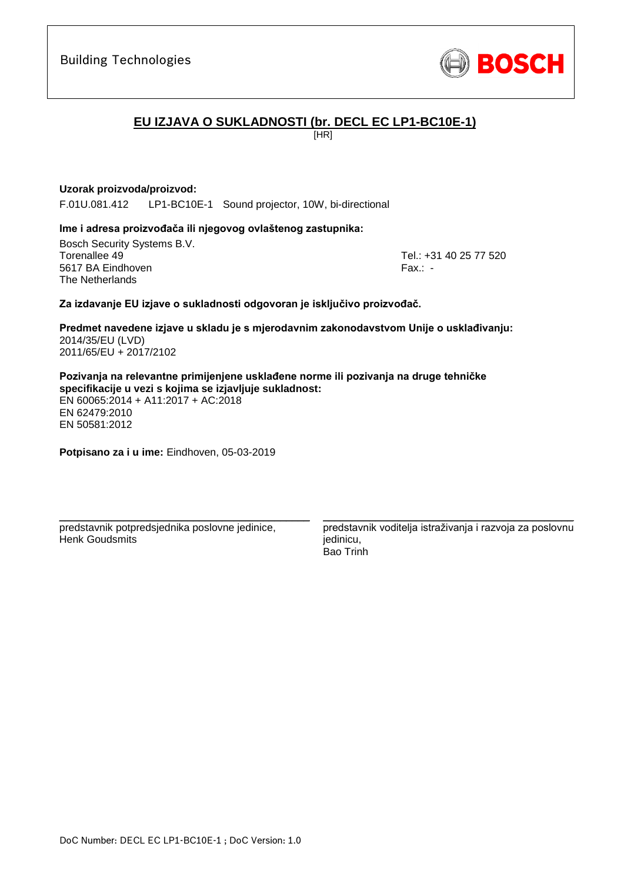Building Technologies

BOSCH

# EU IZJAVA O SUKLADNOSTI (br. DECL EC LP1-BC10E-1)

[HR]

**Uzorak proizvoda/proizvod:**

F.01U.081.412 LP1-BC10E-1 Sound projector, 10W, bi-directional

**Ime i adresa proizvođača ili njegovog ovlaštenog zastupnika:**

Bosch Security Systems B.V.
Torenallee 49
5617 BA Eindhoven
The Netherlands

Tel.: +31 40 25 77 520
Fax.: -

**Za izdavanje EU izjave o sukladnosti odgovoran je isključivo proizvođač.**

**Predmet navedene izjave u skladu je s mjerodavnim zakonodavstvom Unije o usklađivanju:**
2014/35/EU (LVD)
2011/65/EU + 2017/2102

**Pozivanja na relevantne primijenjene usklađene norme ili pozivanja na druge tehničke specifikacije u vezi s kojima se izjavljuje sukladnost:**
EN 60065:2014 + A11:2017 + AC:2018
EN 62479:2010
EN 50581:2012

**Potpisano za i u ime:** Eindhoven, 05-03-2019

predstavnik potpredsjednika poslovne jedinice,
Henk Goudsmits

predstavnik voditelja istraživanja i razvoja za poslovnu jedinicu,
Bao Trinh

DoC Number: DECL EC LP1-BC10E-1 ; DoC Version: 1.0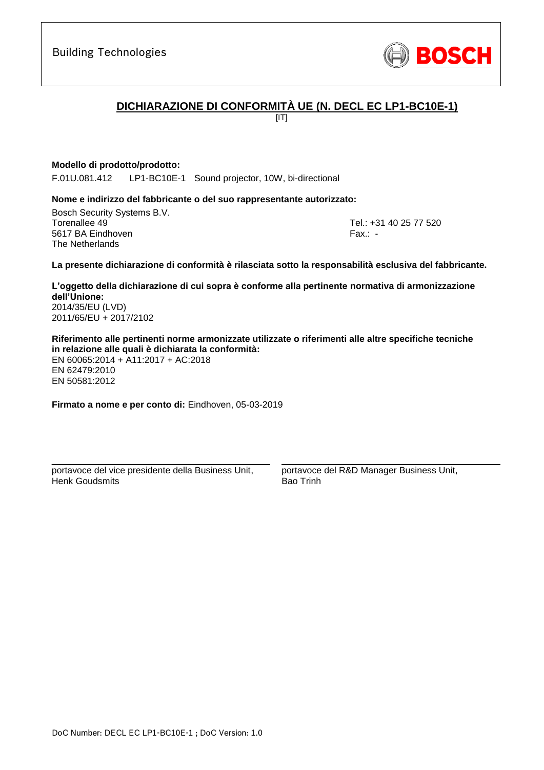Building Technologies

BOSCH

## DICHIARAZIONE DI CONFORMITÀ UE (N. DECL EC LP1-BC10E-1)

[IT]

**Modello di prodotto/prodotto:**

F.01U.081.412 LP1-BC10E-1 Sound projector, 10W, bi-directional

**Nome e indirizzo del fabbricante o del suo rappresentante autorizzato:**

Bosch Security Systems B.V.
Torenallee 49
5617 BA Eindhoven
The Netherlands

Tel.: +31 40 25 77 520
Fax.: -

**La presente dichiarazione di conformità è rilasciata sotto la responsabilità esclusiva del fabbricante.**

**L'oggetto della dichiarazione di cui sopra è conforme alla pertinente normativa di armonizzazione dell'Unione:**

2014/35/EU (LVD)
2011/65/EU + 2017/2102

**Riferimento alle pertinenti norme armonizzate utilizzate o riferimenti alle altre specifiche tecniche in relazione alle quali è dichiarata la conformità:**

EN 60065:2014 + A11:2017 + AC:2018
EN 62479:2010
EN 50581:2012

**Firmato a nome e per conto di:** Eindhoven, 05-03-2019

portavoce del vice presidente della Business Unit,
Henk Goudsmits

portavoce del R&D Manager Business Unit,
Bao Trinh

DoC Number: DECL EC LP1-BC10E-1 ; DoC Version: 1.0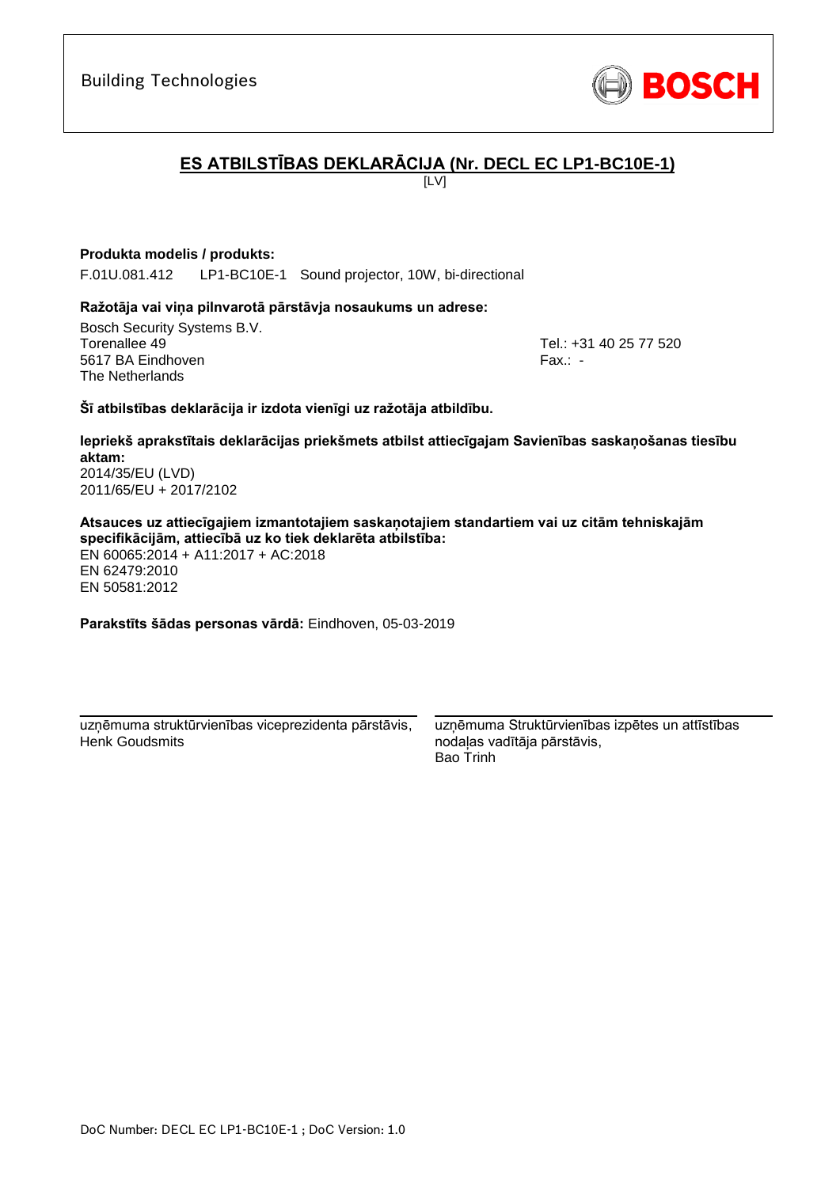Building Technologies

BOSCH

# ES ATBILSTĪBAS DEKLARĀCIJA (Nr. DECL EC LP1-BC10E-1)

[LV]

**Produkta modelis / produkts:**

F.01U.081.412    LP1-BC10E-1    Sound projector, 10W, bi-directional

**Ražotāja vai viņa pilnvarotā pārstāvja nosaukums un adrese:**

Bosch Security Systems B.V.
Torenallee 49
5617 BA Eindhoven
The Netherlands

Tel.: +31 40 25 77 520
Fax.: -

**Šī atbilstības deklarācija ir izdota vienīgi uz ražotāja atbildību.**

**Iepriekš aprakstītais deklarācijas priekšmets atbilst attiecīgajam Savienības saskaņošanas tiesību aktam:**
2014/35/EU (LVD)
2011/65/EU + 2017/2102

**Atsauces uz attiecīgajiem izmantotajiem saskaņotajiem standartiem vai uz citām tehniskajām specifikācijām, attiecībā uz ko tiek deklarēta atbilstība:**
EN 60065:2014 + A11:2017 + AC:2018
EN 62479:2010
EN 50581:2012

**Parakstīts šādas personas vārdā:** Eindhoven, 05-03-2019

uzņēmuma struktūrvienības viceprezidenta pārstāvis,
Henk Goudsmits

uzņēmuma Struktūrvienības izpētes un attīstības nodaļas vadītāja pārstāvis,
Bao Trinh

DoC Number: DECL EC LP1-BC10E-1 ; DoC Version: 1.0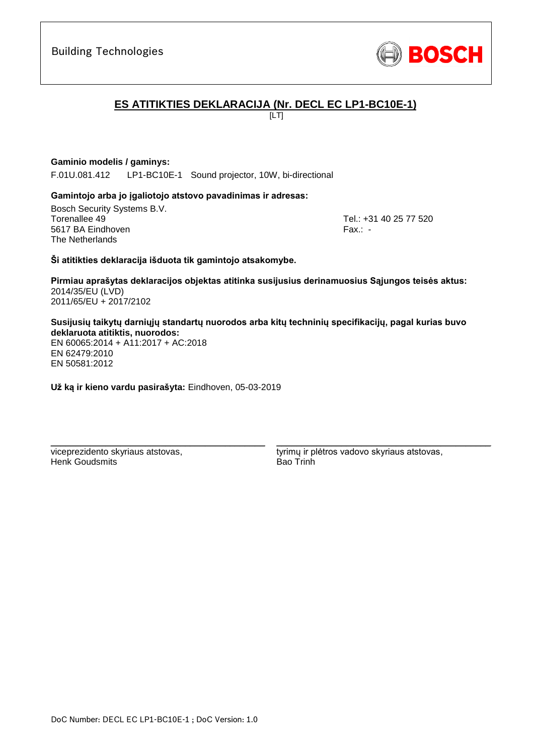Building Technologies

BOSCH

# ES ATITIKTIES DEKLARACIJA (Nr. DECL EC LP1-BC10E-1)

[LT]

**Gaminio modelis / gaminys:**

F.01U.081.412 LP1-BC10E-1 Sound projector, 10W, bi-directional

**Gamintojo arba jo įgaliotojo atstovo pavadinimas ir adresas:**

Bosch Security Systems B.V.
Torenallee 49
5617 BA Eindhoven
The Netherlands

Tel.: +31 40 25 77 520
Fax.: -

**Ši atitikties deklaracija išduota tik gamintojo atsakomybe.**

**Pirmiau aprašytas deklaracijos objektas atitinka susijusius derinamuosius Sąjungos teisės aktus:**
2014/35/EU (LVD)
2011/65/EU + 2017/2102

**Susijusių taikytų darniųjų standartų nuorodos arba kitų techninių specifikacijų, pagal kurias buvo deklaruota atitiktis, nuorodos:**
EN 60065:2014 + A11:2017 + AC:2018
EN 62479:2010
EN 50581:2012

**Už ką ir kieno vardu pasirašyta:** Eindhoven, 05-03-2019

viceprezidento skyriaus atstovas,
Henk Goudsmits

tyrimų ir plėtros vadovo skyriaus atstovas,
Bao Trinh

DoC Number: DECL EC LP1-BC10E-1 ; DoC Version: 1.0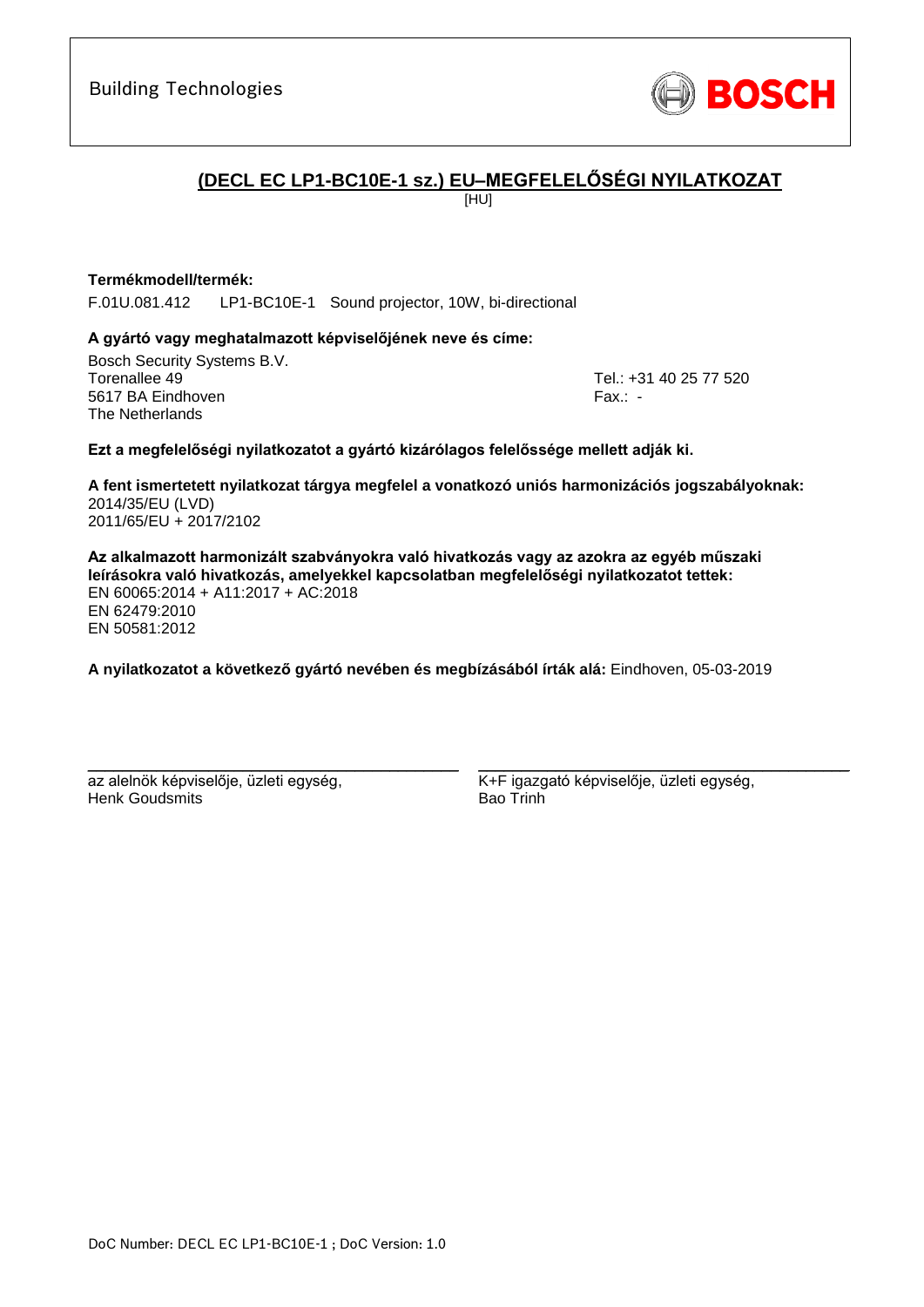Building Technologies

BOSCH

# (DECL EC LP1-BC10E-1 sz.) EU–MEGFELELŐSÉGI NYILATKOZAT

[HU]

**Termékmodell/termék:**

F.01U.081.412    LP1-BC10E-1    Sound projector, 10W, bi-directional

**A gyártó vagy meghatalmazott képviselőjének neve és címe:**

Bosch Security Systems B.V.
Torenallee 49
5617 BA Eindhoven
The Netherlands

Tel.: +31 40 25 77 520
Fax.: -

**Ezt a megfelelőségi nyilatkozatot a gyártó kizárólagos felelőssége mellett adják ki.**

**A fent ismertetett nyilatkozat tárgya megfelel a vonatkozó uniós harmonizációs jogszabályoknak:**
2014/35/EU (LVD)
2011/65/EU + 2017/2102

**Az alkalmazott harmonizált szabványokra való hivatkozás vagy az azokra az egyéb műszaki leírásokra való hivatkozás, amelyekkel kapcsolatban megfelelőségi nyilatkozatot tettek:**
EN 60065:2014 + A11:2017 + AC:2018
EN 62479:2010
EN 50581:2012

**A nyilatkozatot a következő gyártó nevében és megbízásából írták alá:** Eindhoven, 05-03-2019

az alelnök képviselője, üzleti egység,
Henk Goudsmits

K+F igazgató képviselője, üzleti egység,
Bao Trinh

DoC Number: DECL EC LP1-BC10E-1 ; DoC Version: 1.0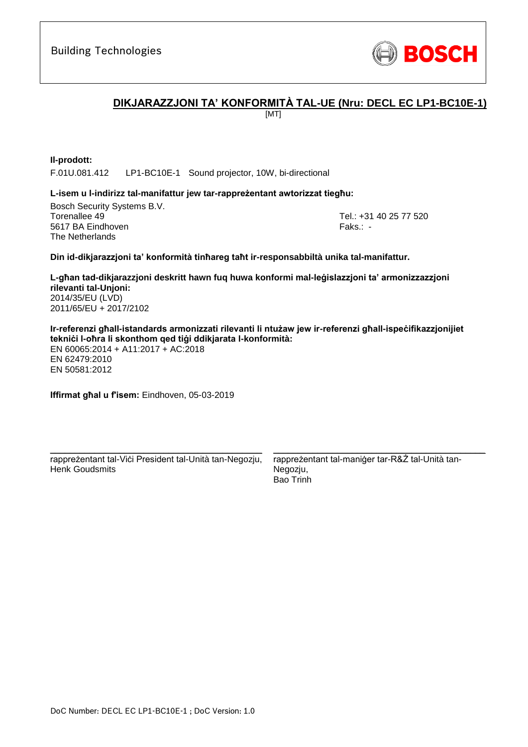Building Technologies

BOSCH

## DIKJARAZZJONI TA' KONFORMITÀ TAL-UE (Nru: DECL EC LP1-BC10E-1)

[MT]

**Il-prodott:**

F.01U.081.412 LP1-BC10E-1 Sound projector, 10W, bi-directional

**L-isem u l-indirizz tal-manifattur jew tar-rappreżentant awtorizzat tiegħu:**

Bosch Security Systems B.V.
Torenallee 49
5617 BA Eindhoven
The Netherlands

Tel.: +31 40 25 77 520
Faks.: -

**Din id-dikjarazzjoni ta' konformità tinħareg taħt ir-responsabbiltà unika tal-manifattur.**

**L-għan tad-dikjarazzjoni deskritt hawn fuq huwa konformi mal-leġislazzjoni ta' armonizzazzjoni rilevanti tal-Unjoni:**

2014/35/EU (LVD)
2011/65/EU + 2017/2102

**Ir-referenzi għall-istandards armonizzati rilevanti li ntużaw jew ir-referenzi għall-ispeċifikazzjonijiet tekniċi l-oħra li skonthom qed tiġi ddikjarata l-konformità:**

EN 60065:2014 + A11:2017 + AC:2018
EN 62479:2010
EN 50581:2012

**Iffirmat għal u f'isem:** Eindhoven, 05-03-2019

rappreżentant tal-Viċi President tal-Unità tan-Negozju,
Henk Goudsmits

rappreżentant tal-maniġer tar-R&Ż tal-Unità tan-Negozju,
Bao Trinh

DoC Number: DECL EC LP1-BC10E-1 ; DoC Version: 1.0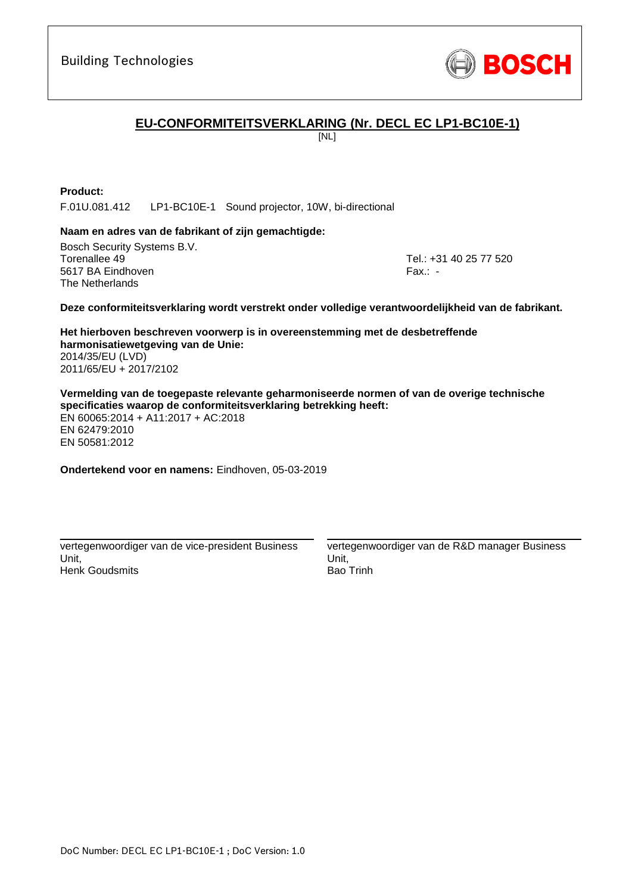Building Technologies

BOSCH

# EU-CONFORMITEITSVERKLARING (Nr. DECL EC LP1-BC10E-1)

[NL]

**Product:**

F.01U.081.412 LP1-BC10E-1 Sound projector, 10W, bi-directional

**Naam en adres van de fabrikant of zijn gemachtigde:**

Bosch Security Systems B.V.
Torenallee 49
5617 BA Eindhoven
The Netherlands

Tel.: +31 40 25 77 520
Fax.: -

**Deze conformiteitsverklaring wordt verstrekt onder volledige verantwoordelijkheid van de fabrikant.**

**Het hierboven beschreven voorwerp is in overeenstemming met de desbetreffende harmonisatiewetgeving van de Unie:**

2014/35/EU (LVD)
2011/65/EU + 2017/2102

**Vermelding van de toegepaste relevante geharmoniseerde normen of van de overige technische specificaties waarop de conformiteitsverklaring betrekking heeft:**

EN 60065:2014 + A11:2017 + AC:2018
EN 62479:2010
EN 50581:2012

**Ondertekend voor en namens:** Eindhoven, 05-03-2019

| vertegenwoordiger van de vice-president Business Unit, Henk Goudsmits | vertegenwoordiger van de R&D manager Business Unit, Bao Trinh |
|---|---|

DoC Number: DECL EC LP1-BC10E-1 ; DoC Version: 1.0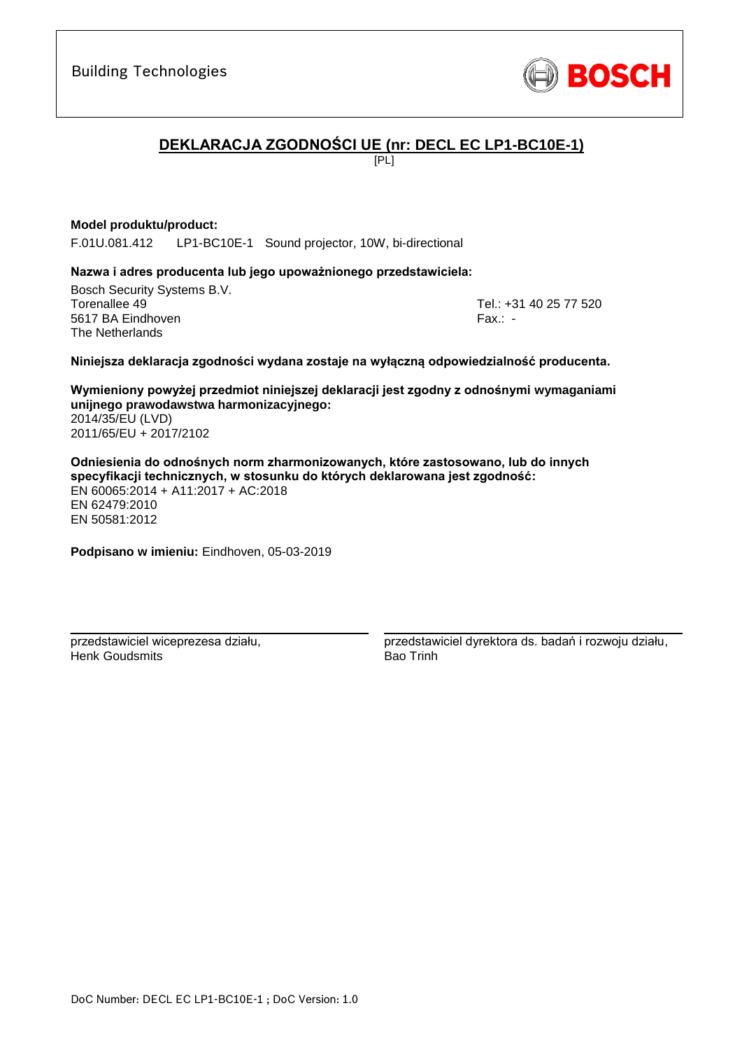Building Technologies

**BOSCH**

## DEKLARACJA ZGODNOŚCI UE (nr: DECL EC LP1-BC10E-1)

[PL]

**Model produktu/product:**

F.01U.081.412 LP1-BC10E-1 Sound projector, 10W, bi-directional

**Nazwa i adres producenta lub jego upoważnionego przedstawiciela:**

Bosch Security Systems B.V.
Torenallee 49
5617 BA Eindhoven
The Netherlands

Tel.: +31 40 25 77 520
Fax.: -

**Niniejsza deklaracja zgodności wydana zostaje na wyłączną odpowiedzialność producenta.**

**Wymieniony powyżej przedmiot niniejszej deklaracji jest zgodny z odnośnymi wymaganiami unijnego prawodawstwa harmonizacyjnego:**
2014/35/EU (LVD)
2011/65/EU + 2017/2102

**Odniesienia do odnośnych norm zharmonizowanych, które zastosowano, lub do innych specyfikacji technicznych, w stosunku do których deklarowana jest zgodność:**
EN 60065:2014 + A11:2017 + AC:2018
EN 62479:2010
EN 50581:2012

**Podpisano w imieniu:** Eindhoven, 05-03-2019

przedstawiciel wiceprezesa działu,
Henk Goudsmits

przedstawiciel dyrektora ds. badań i rozwoju działu,
Bao Trinh

DoC Number: DECL EC LP1-BC10E-1 ; DoC Version: 1.0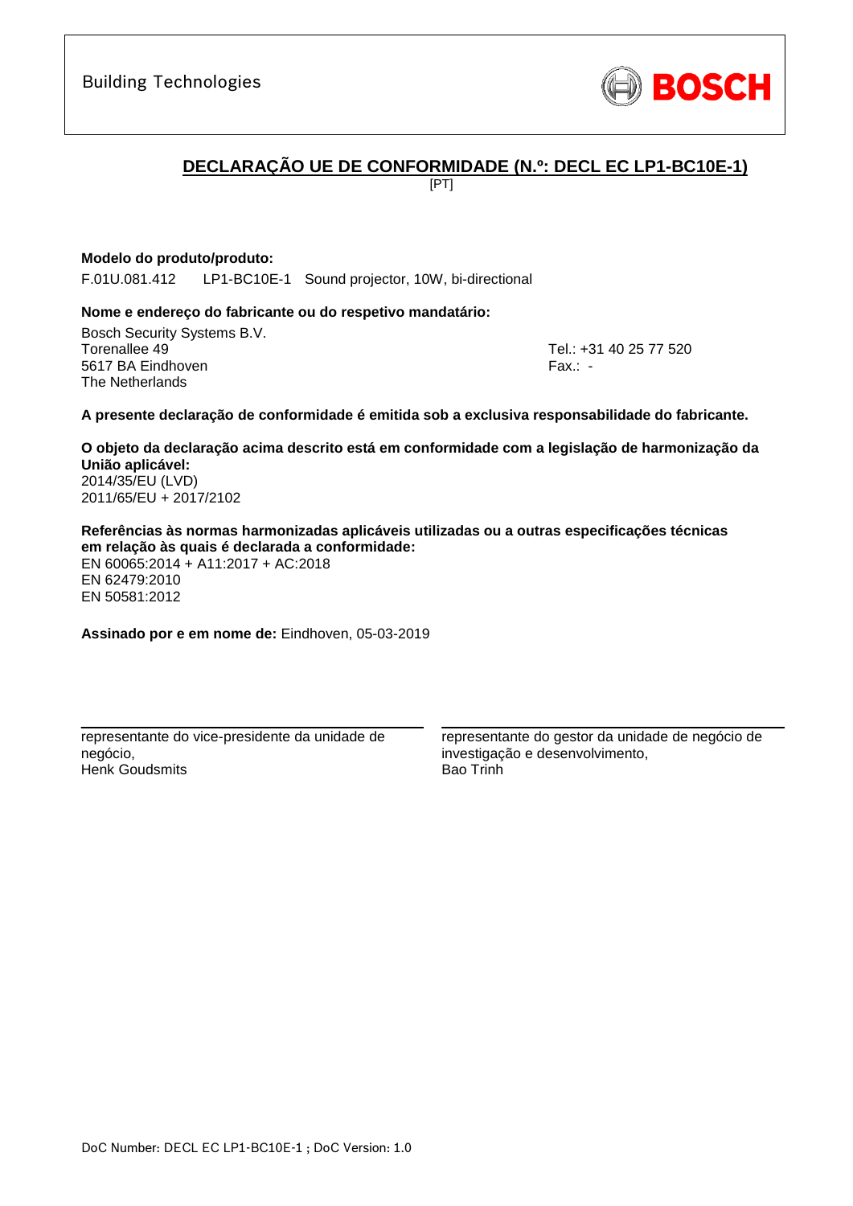Building Technologies

BOSCH

# DECLARAÇÃO UE DE CONFORMIDADE (N.º: DECL EC LP1-BC10E-1)

[PT]

**Modelo do produto/produto:**

F.01U.081.412 LP1-BC10E-1 Sound projector, 10W, bi-directional

**Nome e endereço do fabricante ou do respetivo mandatário:**

Bosch Security Systems B.V.
Torenallee 49
5617 BA Eindhoven
The Netherlands

Tel.: +31 40 25 77 520
Fax.: -

**A presente declaração de conformidade é emitida sob a exclusiva responsabilidade do fabricante.**

**O objeto da declaração acima descrito está em conformidade com a legislação de harmonização da União aplicável:**
2014/35/EU (LVD)
2011/65/EU + 2017/2102

**Referências às normas harmonizadas aplicáveis utilizadas ou a outras especificações técnicas em relação às quais é declarada a conformidade:**
EN 60065:2014 + A11:2017 + AC:2018
EN 62479:2010
EN 50581:2012

**Assinado por e em nome de:** Eindhoven, 05-03-2019

representante do vice-presidente da unidade de negócio,
Henk Goudsmits

representante do gestor da unidade de negócio de investigação e desenvolvimento,
Bao Trinh

DoC Number: DECL EC LP1-BC10E-1 ; DoC Version: 1.0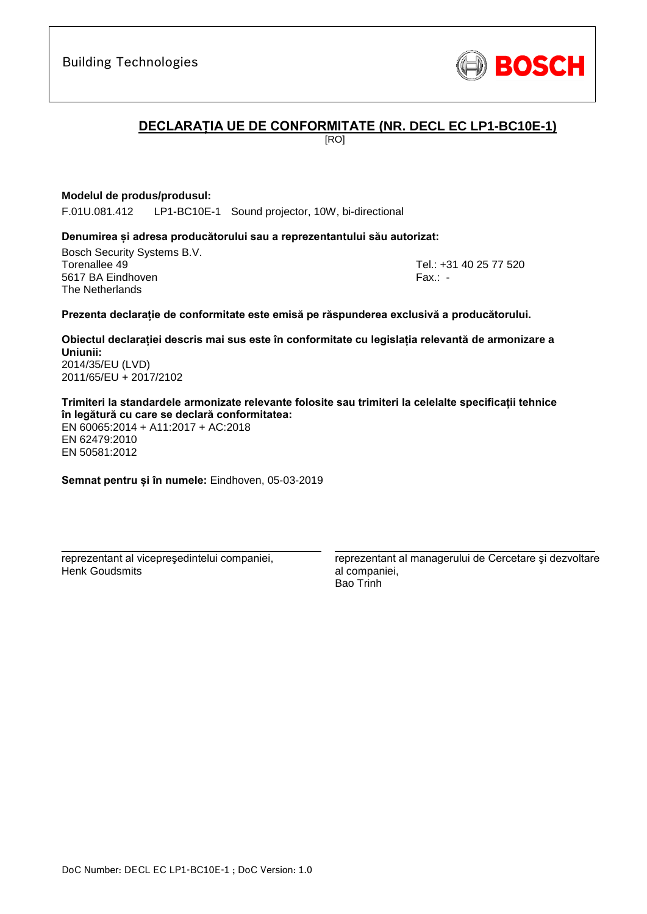Building Technologies

BOSCH

## DECLARAȚIA UE DE CONFORMITATE (NR. DECL EC LP1-BC10E-1)

[RO]

**Modelul de produs/produsul:**

F.01U.081.412 LP1-BC10E-1 Sound projector, 10W, bi-directional

**Denumirea și adresa producătorului sau a reprezentantului său autorizat:**

Bosch Security Systems B.V.
Torenallee 49
5617 BA Eindhoven
The Netherlands

Tel.: +31 40 25 77 520
Fax.: -

**Prezenta declarație de conformitate este emisă pe răspunderea exclusivă a producătorului.**

**Obiectul declarației descris mai sus este în conformitate cu legislația relevantă de armonizare a Uniunii:**
2014/35/EU (LVD)
2011/65/EU + 2017/2102

**Trimiteri la standardele armonizate relevante folosite sau trimiteri la celelalte specificații tehnice în legătură cu care se declară conformitatea:**
EN 60065:2014 + A11:2017 + AC:2018
EN 62479:2010
EN 50581:2012

**Semnat pentru și în numele:** Eindhoven, 05-03-2019

reprezentant al vicepreşedintelui companiei,
Henk Goudsmits

reprezentant al managerului de Cercetare şi dezvoltare al companiei,
Bao Trinh

DoC Number: DECL EC LP1-BC10E-1 ; DoC Version: 1.0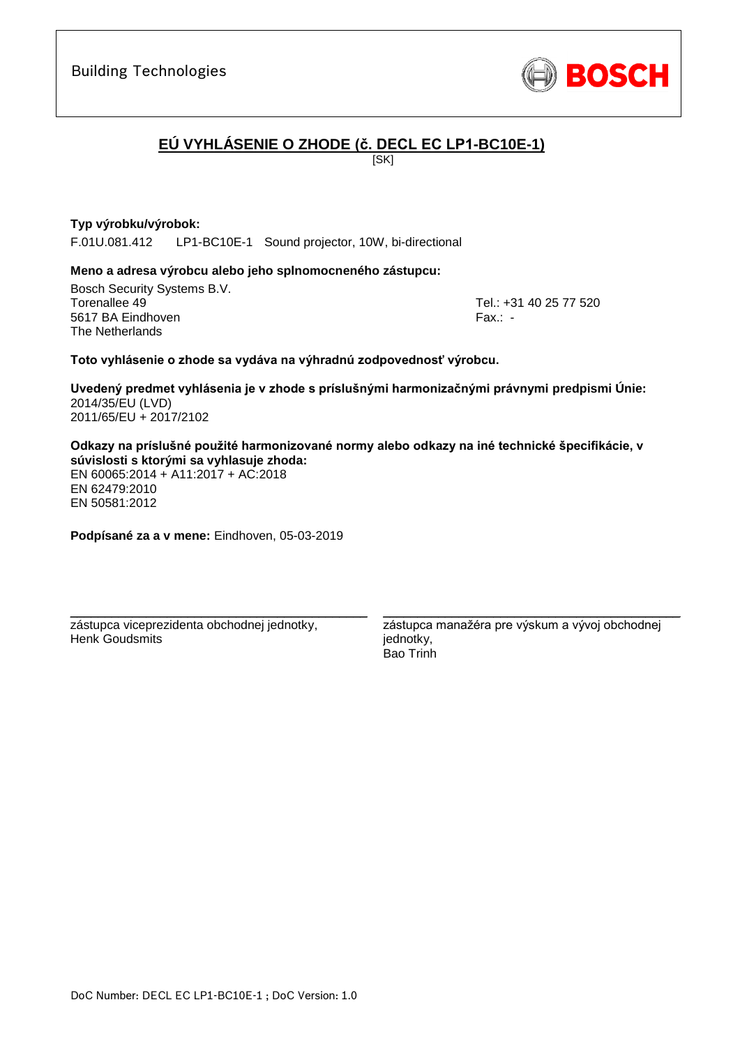Building Technologies

BOSCH

# EÚ VYHLÁSENIE O ZHODE (č. DECL EC LP1-BC10E-1)

[SK]

**Typ výrobku/výrobok:**

F.01U.081.412 LP1-BC10E-1 Sound projector, 10W, bi-directional

**Meno a adresa výrobcu alebo jeho splnomocneného zástupcu:**

Bosch Security Systems B.V.
Torenallee 49
5617 BA Eindhoven
The Netherlands

Tel.: +31 40 25 77 520
Fax.: -

**Toto vyhlásenie o zhode sa vydáva na výhradnú zodpovednosť výrobcu.**

**Uvedený predmet vyhlásenia je v zhode s príslušnými harmonizačnými právnymi predpismi Únie:**
2014/35/EU (LVD)
2011/65/EU + 2017/2102

**Odkazy na príslušné použité harmonizované normy alebo odkazy na iné technické špecifikácie, v súvislosti s ktorými sa vyhlasuje zhoda:**
EN 60065:2014 + A11:2017 + AC:2018
EN 62479:2010
EN 50581:2012

**Podpísané za a v mene:** Eindhoven, 05-03-2019

zástupca viceprezidenta obchodnej jednotky,
Henk Goudsmits

zástupca manažéra pre výskum a vývoj obchodnej jednotky,
Bao Trinh

DoC Number: DECL EC LP1-BC10E-1 ; DoC Version: 1.0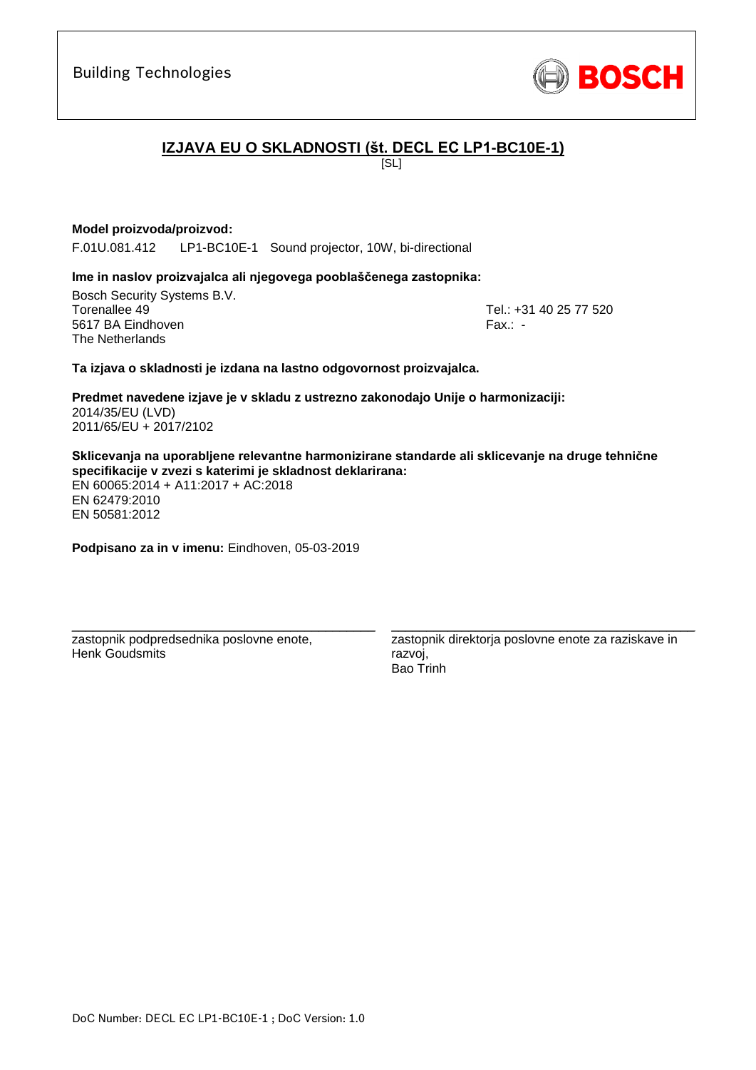Building Technologies

BOSCH

## IZJAVA EU O SKLADNOSTI (št. DECL EC LP1-BC10E-1)

[SL]

**Model proizvoda/proizvod:**

F.01U.081.412 LP1-BC10E-1 Sound projector, 10W, bi-directional

**Ime in naslov proizvajalca ali njegovega pooblaščenega zastopnika:**

Bosch Security Systems B.V.
Torenallee 49
5617 BA Eindhoven
The Netherlands

Tel.: +31 40 25 77 520
Fax.: -

**Ta izjava o skladnosti je izdana na lastno odgovornost proizvajalca.**

**Predmet navedene izjave je v skladu z ustrezno zakonodajo Unije o harmonizaciji:**
2014/35/EU (LVD)
2011/65/EU + 2017/2102

**Sklicevanja na uporabljene relevantne harmonizirane standarde ali sklicevanje na druge tehnične specifikacije v zvezi s katerimi je skladnost deklarirana:**
EN 60065:2014 + A11:2017 + AC:2018
EN 62479:2010
EN 50581:2012

**Podpisano za in v imenu:** Eindhoven, 05-03-2019

zastopnik podpredsednika poslovne enote,
Henk Goudsmits

zastopnik direktorja poslovne enote za raziskave in razvoj,
Bao Trinh

DoC Number: DECL EC LP1-BC10E-1 ; DoC Version: 1.0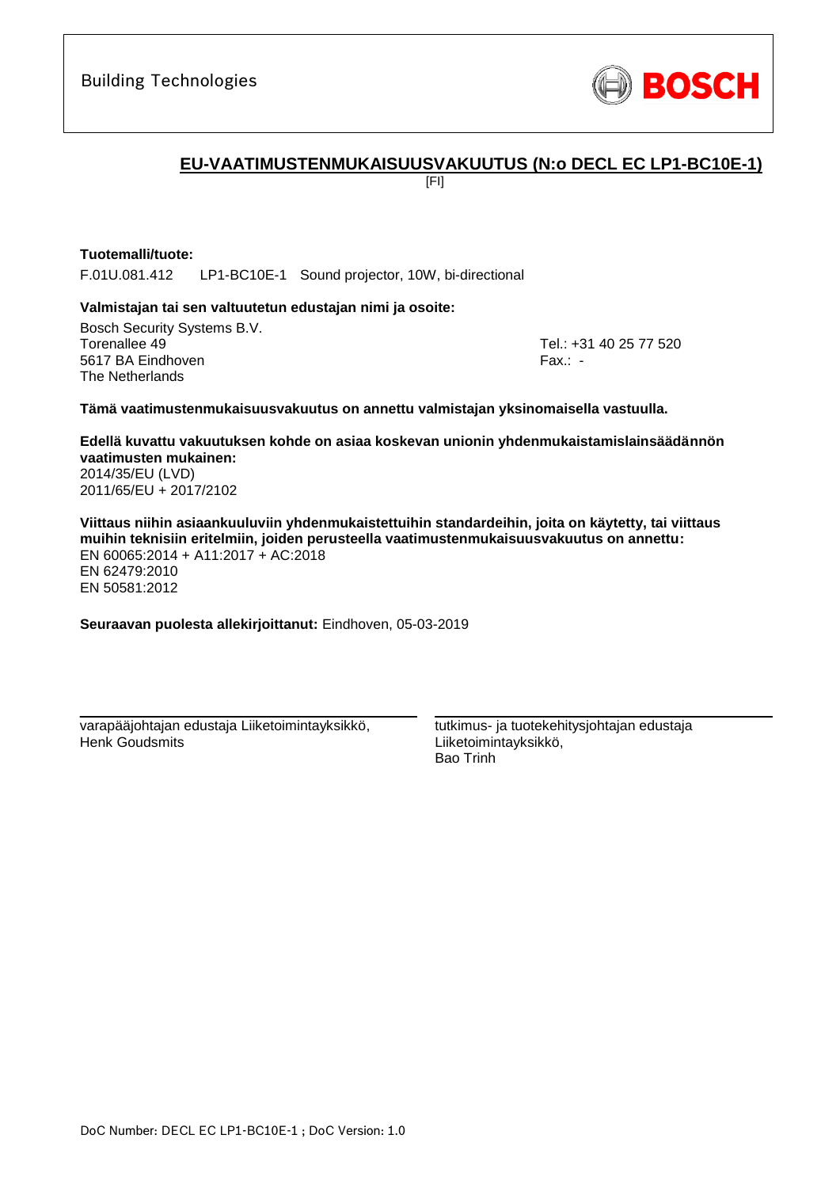Building Technologies

BOSCH

## EU-VAATIMUSTENMUKAISUUSVAKUUTUS (N:o DECL EC LP1-BC10E-1)

[FI]

**Tuotemalli/tuote:**

F.01U.081.412 LP1-BC10E-1 Sound projector, 10W, bi-directional

**Valmistajan tai sen valtuutetun edustajan nimi ja osoite:**

Bosch Security Systems B.V.
Torenallee 49
5617 BA Eindhoven
The Netherlands

Tel.: +31 40 25 77 520
Fax.: -

**Tämä vaatimustenmukaisuusvakuutus on annettu valmistajan yksinomaisella vastuulla.**

**Edellä kuvattu vakuutuksen kohde on asiaa koskevan unionin yhdenmukaistamislainsäädännön vaatimusten mukainen:**

2014/35/EU (LVD)
2011/65/EU + 2017/2102

**Viittaus niihin asiaankuuluviin yhdenmukaistettuihin standardeihin, joita on käytetty, tai viittaus muihin teknisiin eritelmiin, joiden perusteella vaatimustenmukaisuusvakuutus on annettu:**

EN 60065:2014 + A11:2017 + AC:2018
EN 62479:2010
EN 50581:2012

**Seuraavan puolesta allekirjoittanut:** Eindhoven, 05-03-2019

varapääjohtajan edustaja Liiketoimintayksikkö,
Henk Goudsmits

tutkimus- ja tuotekehitysjohtajan edustaja
Liiketoimintayksikkö,
Bao Trinh

DoC Number: DECL EC LP1-BC10E-1 ; DoC Version: 1.0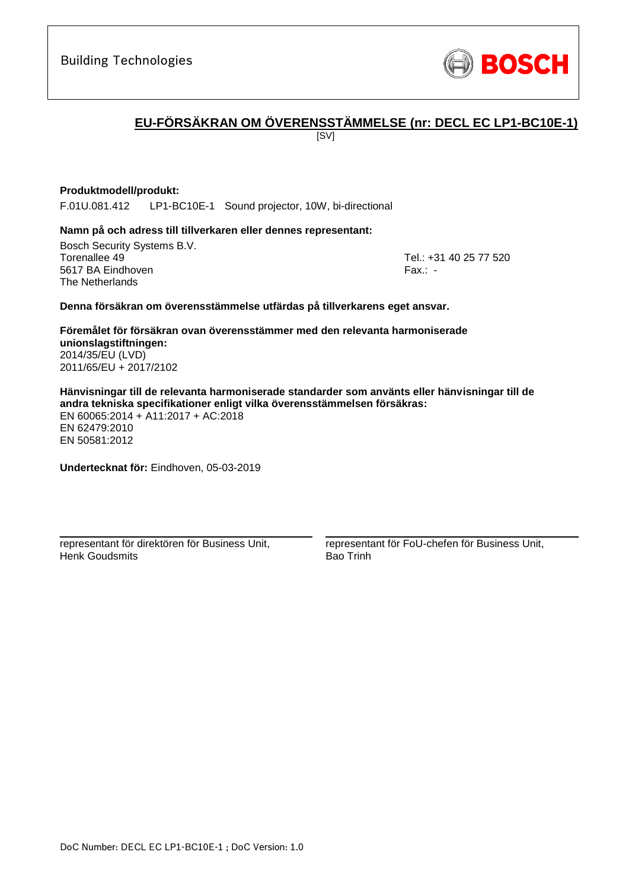Building Technologies

BOSCH

# EU-FÖRSÄKRAN OM ÖVERENSSTÄMMELSE (nr: DECL EC LP1-BC10E-1)

[SV]

**Produktmodell/produkt:**

F.01U.081.412 LP1-BC10E-1 Sound projector, 10W, bi-directional

**Namn på och adress till tillverkaren eller dennes representant:**

Bosch Security Systems B.V.
Torenallee 49
5617 BA Eindhoven
The Netherlands

Tel.: +31 40 25 77 520
Fax.: -

**Denna försäkran om överensstämmelse utfärdas på tillverkarens eget ansvar.**

**Föremålet för försäkran ovan överensstämmer med den relevanta harmoniserade unionslagstiftningen:**
2014/35/EU (LVD)
2011/65/EU + 2017/2102

**Hänvisningar till de relevanta harmoniserade standarder som använts eller hänvisningar till de andra tekniska specifikationer enligt vilka överensstämmelsen försäkras:**
EN 60065:2014 + A11:2017 + AC:2018
EN 62479:2010
EN 50581:2012

**Undertecknat för:** Eindhoven, 05-03-2019

representant för direktören för Business Unit,
Henk Goudsmits

representant för FoU-chefen för Business Unit,
Bao Trinh

DoC Number: DECL EC LP1-BC10E-1 ; DoC Version: 1.0